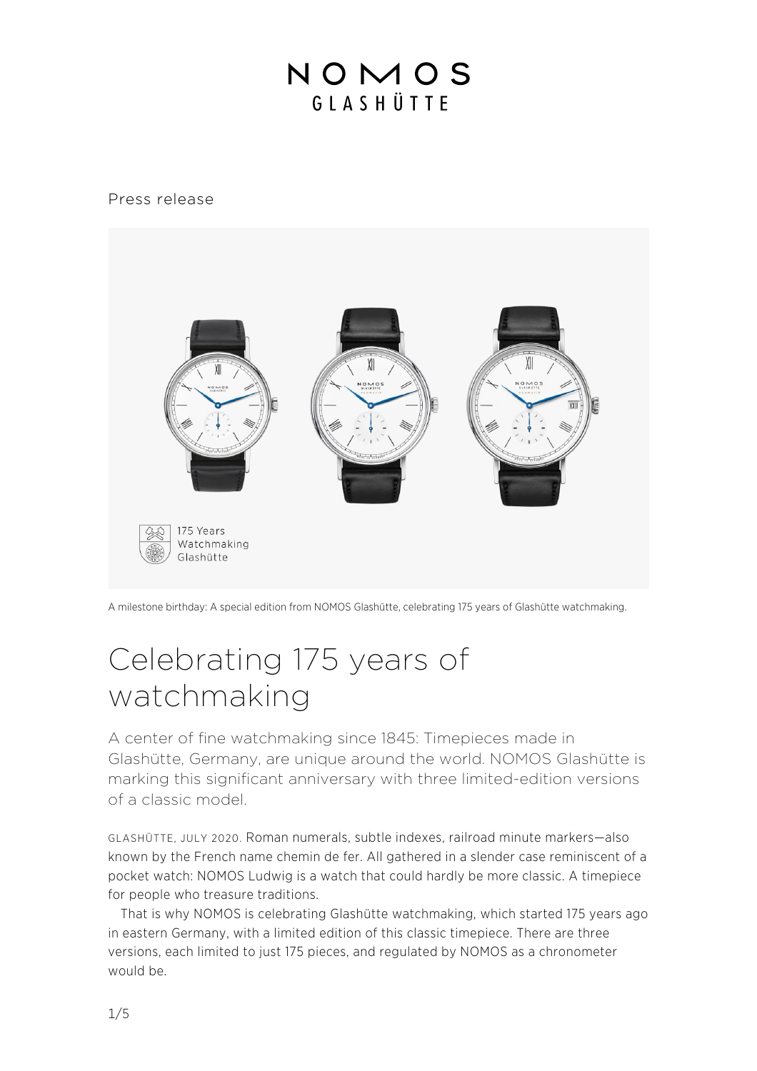NOMOS
GLASHÜTTE

Press release

A milestone birthday: A special edition from NOMOS Glashütte, celebrating 175 years of Glashütte watchmaking.

# Celebrating 175 years of watchmaking

A center of fine watchmaking since 1845: Timepieces made in Glashütte, Germany, are unique around the world. NOMOS Glashütte is marking this significant anniversary with three limited-edition versions of a classic model.

GLASHÜTTE, JULY 2020. Roman numerals, subtle indexes, railroad minute markers—also known by the French name chemin de fer. All gathered in a slender case reminiscent of a pocket watch: NOMOS Ludwig is a watch that could hardly be more classic. A timepiece for people who treasure traditions.

That is why NOMOS is celebrating Glashütte watchmaking, which started 175 years ago in eastern Germany, with a limited edition of this classic timepiece. There are three versions, each limited to just 175 pieces, and regulated by NOMOS as a chronometer would be.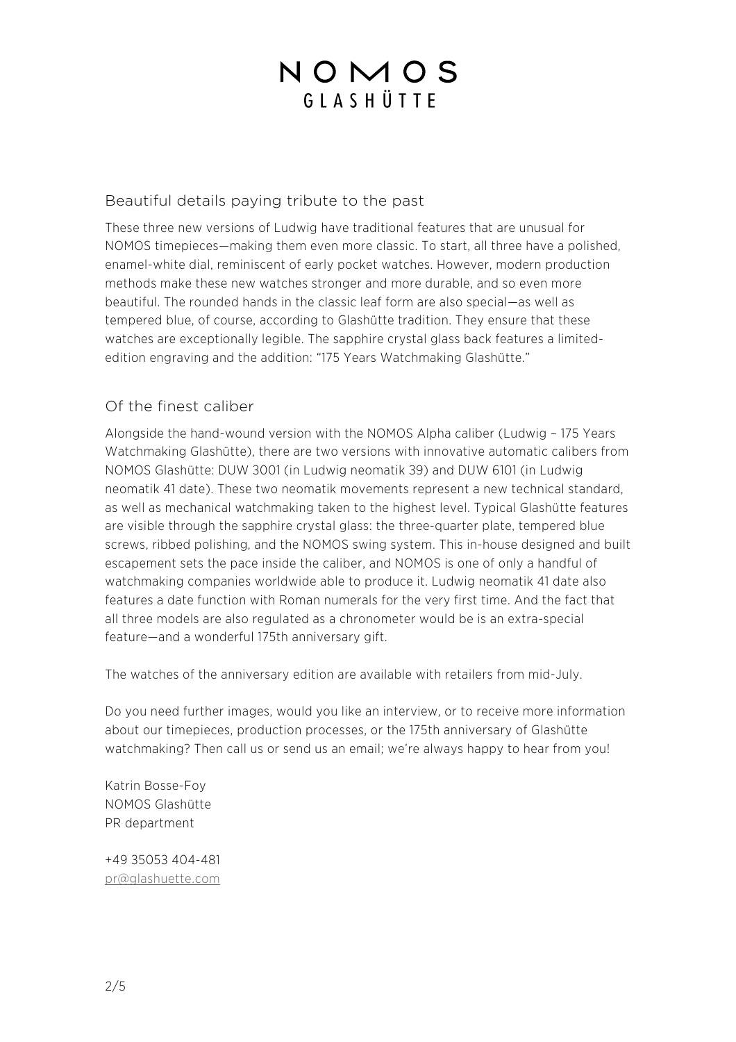NOMOS
GLASHÜTTE

## Beautiful details paying tribute to the past

These three new versions of Ludwig have traditional features that are unusual for NOMOS timepieces—making them even more classic. To start, all three have a polished, enamel-white dial, reminiscent of early pocket watches. However, modern production methods make these new watches stronger and more durable, and so even more beautiful. The rounded hands in the classic leaf form are also special—as well as tempered blue, of course, according to Glashütte tradition. They ensure that these watches are exceptionally legible. The sapphire crystal glass back features a limited-edition engraving and the addition: "175 Years Watchmaking Glashütte."

## Of the finest caliber

Alongside the hand-wound version with the NOMOS Alpha caliber (Ludwig – 175 Years Watchmaking Glashütte), there are two versions with innovative automatic calibers from NOMOS Glashütte: DUW 3001 (in Ludwig neomatik 39) and DUW 6101 (in Ludwig neomatik 41 date). These two neomatik movements represent a new technical standard, as well as mechanical watchmaking taken to the highest level. Typical Glashütte features are visible through the sapphire crystal glass: the three-quarter plate, tempered blue screws, ribbed polishing, and the NOMOS swing system. This in-house designed and built escapement sets the pace inside the caliber, and NOMOS is one of only a handful of watchmaking companies worldwide able to produce it. Ludwig neomatik 41 date also features a date function with Roman numerals for the very first time. And the fact that all three models are also regulated as a chronometer would be is an extra-special feature—and a wonderful 175th anniversary gift.

The watches of the anniversary edition are available with retailers from mid-July.

Do you need further images, would you like an interview, or to receive more information about our timepieces, production processes, or the 175th anniversary of Glashütte watchmaking? Then call us or send us an email; we're always happy to hear from you!

Katrin Bosse-Foy
NOMOS Glashütte
PR department

+49 35053 404-481
pr@glashuette.com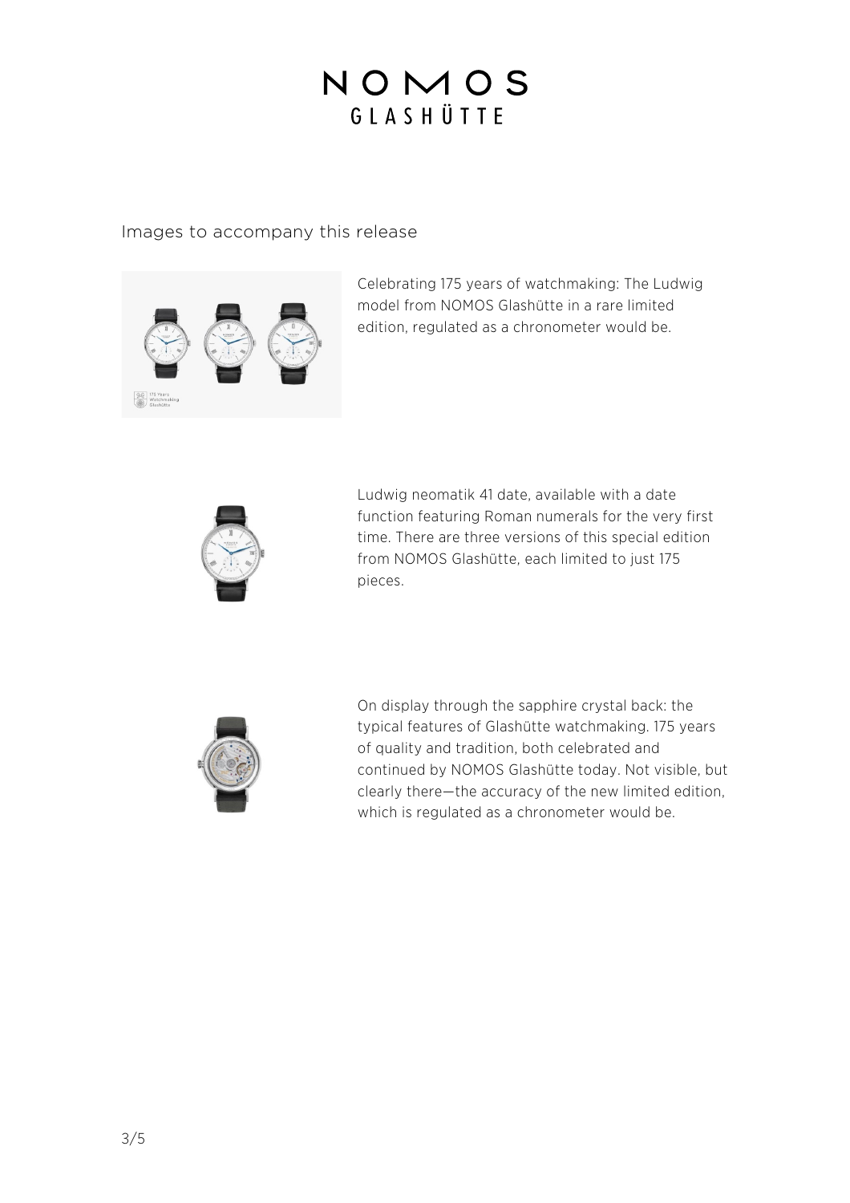# NOMOS GLASHÜTTE

Images to accompany this release

Celebrating 175 years of watchmaking: The Ludwig model from NOMOS Glashütte in a rare limited edition, regulated as a chronometer would be.

Ludwig neomatik 41 date, available with a date function featuring Roman numerals for the very first time. There are three versions of this special edition from NOMOS Glashütte, each limited to just 175 pieces.

On display through the sapphire crystal back: the typical features of Glashütte watchmaking. 175 years of quality and tradition, both celebrated and continued by NOMOS Glashütte today. Not visible, but clearly there—the accuracy of the new limited edition, which is regulated as a chronometer would be.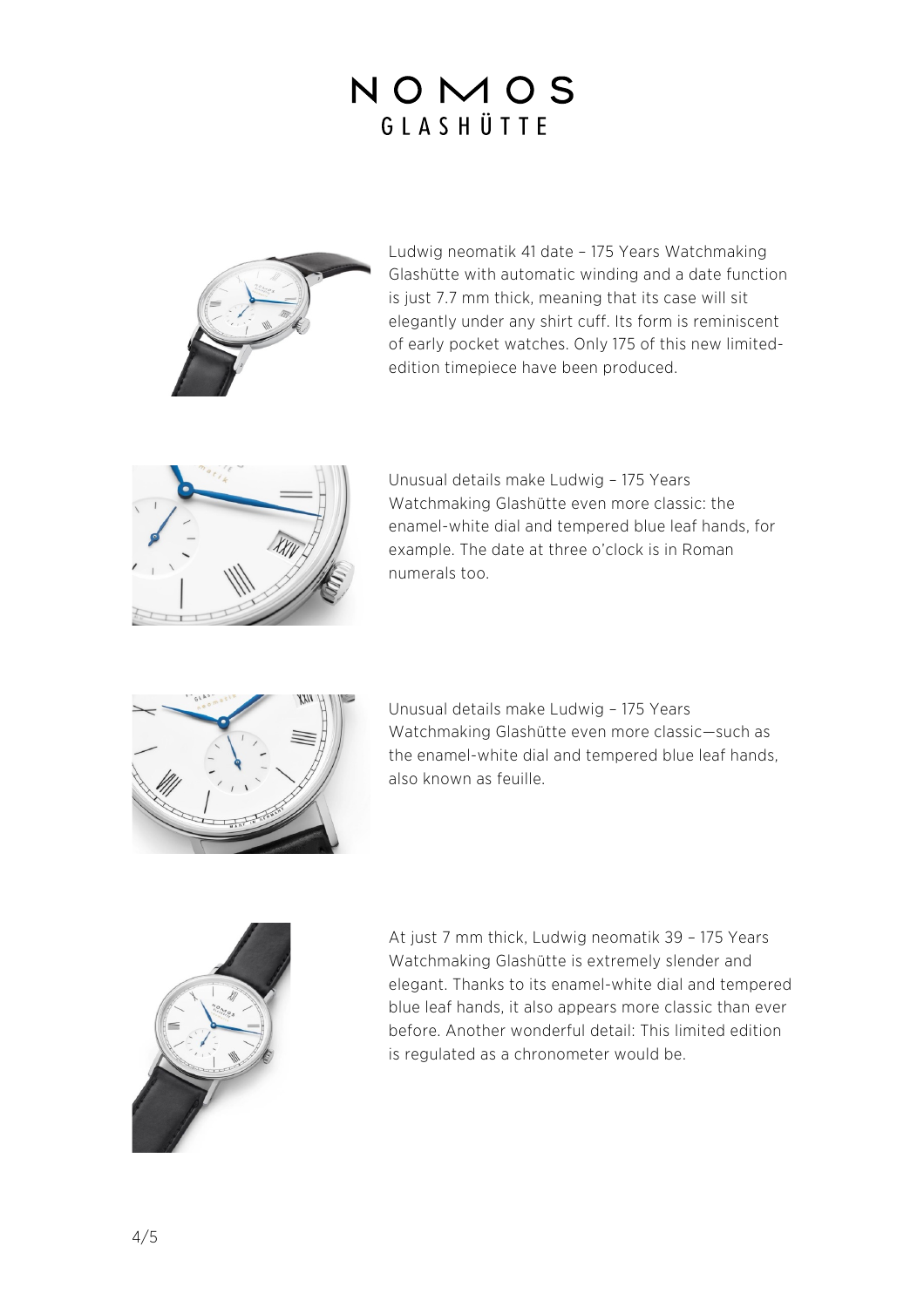Ludwig neomatik 41 date – 175 Years Watchmaking Glashütte with automatic winding and a date function is just 7.7 mm thick, meaning that its case will sit elegantly under any shirt cuff. Its form is reminiscent of early pocket watches. Only 175 of this new limited-edition timepiece have been produced.

Unusual details make Ludwig – 175 Years Watchmaking Glashütte even more classic: the enamel-white dial and tempered blue leaf hands, for example. The date at three o'clock is in Roman numerals too.

Unusual details make Ludwig – 175 Years Watchmaking Glashütte even more classic—such as the enamel-white dial and tempered blue leaf hands, also known as feuille.

At just 7 mm thick, Ludwig neomatik 39 – 175 Years Watchmaking Glashütte is extremely slender and elegant. Thanks to its enamel-white dial and tempered blue leaf hands, it also appears more classic than ever before. Another wonderful detail: This limited edition is regulated as a chronometer would be.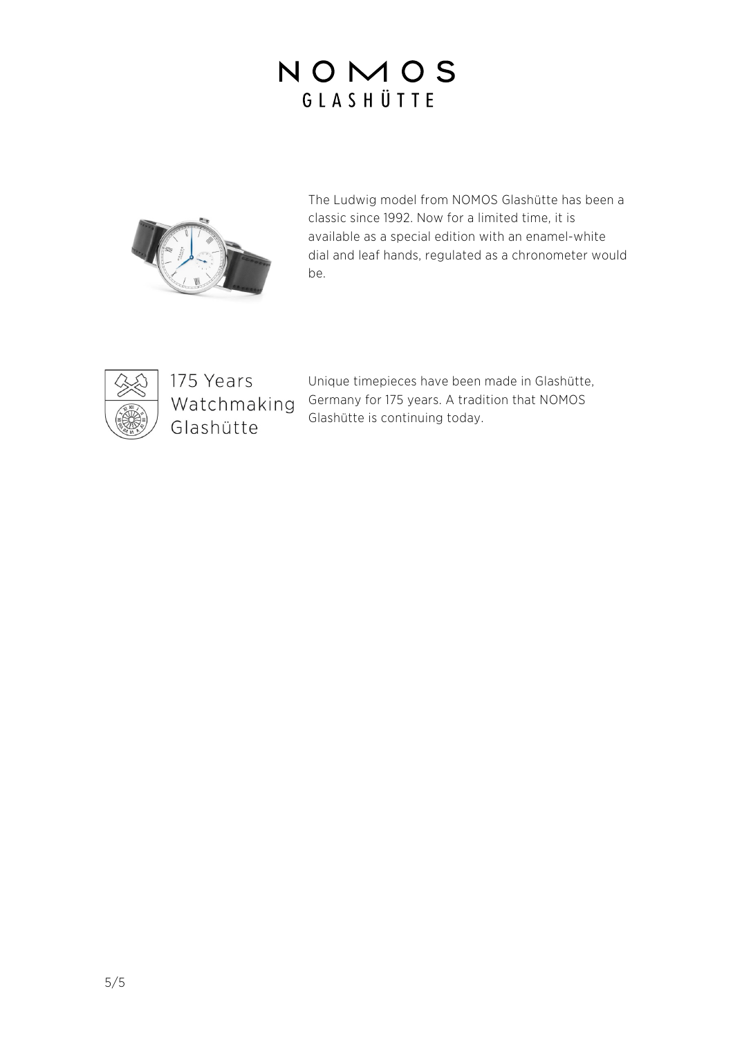NOMOS
GLASHÜTTE

The Ludwig model from NOMOS Glashütte has been a classic since 1992. Now for a limited time, it is available as a special edition with an enamel-white dial and leaf hands, regulated as a chronometer would be.

175 Years
Watchmaking
Glashütte

Unique timepieces have been made in Glashütte, Germany for 175 years. A tradition that NOMOS Glashütte is continuing today.